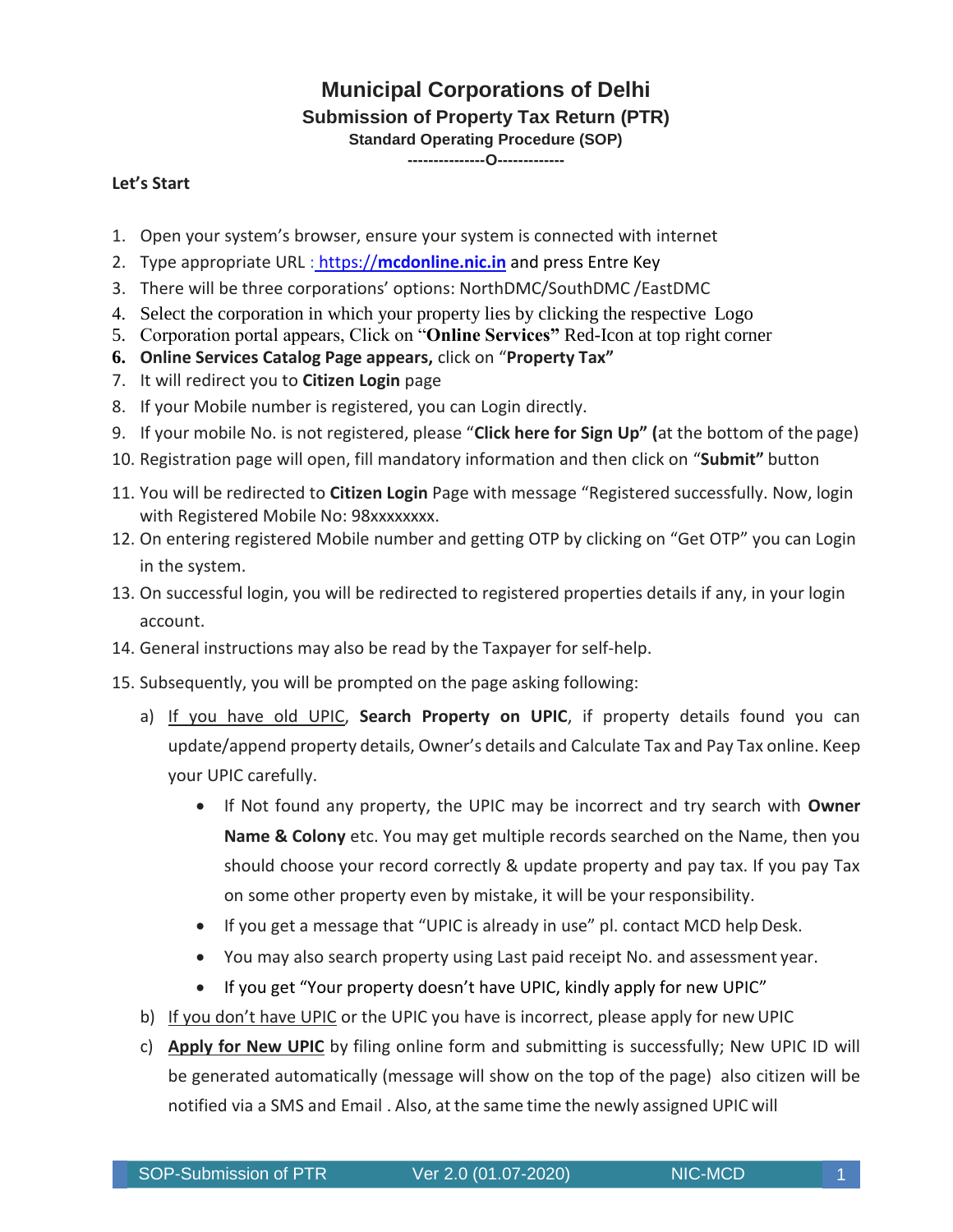# Municipal Corporations of Delhi

## Submission of Property Tax Return (PTR)

### Standard Operating Procedure (SOP)

---------------O-------------

**Let's Start**

1. Open your system's browser, ensure your system is connected with internet
2. Type appropriate URL : https://**mcdonline.nic.in** and press Entre Key
3. There will be three corporations' options: NorthDMC/SouthDMC /EastDMC
4. Select the corporation in which your property lies by clicking the respective Logo
5. Corporation portal appears, Click on "**Online Services"** Red-Icon at top right corner
6. **Online Services Catalog Page appears,** click on "**Property Tax"**
7. It will redirect you to **Citizen Login** page
8. If your Mobile number is registered, you can Login directly.
9. If your mobile No. is not registered, please "**Click here for Sign Up" (**at the bottom of the page)
10. Registration page will open, fill mandatory information and then click on "**Submit"** button
11. You will be redirected to **Citizen Login** Page with message "Registered successfully. Now, login with Registered Mobile No: 98xxxxxxxx.
12. On entering registered Mobile number and getting OTP by clicking on "Get OTP" you can Login in the system.
13. On successful login, you will be redirected to registered properties details if any, in your login account.
14. General instructions may also be read by the Taxpayer for self-help.
15. Subsequently, you will be prompted on the page asking following:
    a) <u>If you have old UPIC</u>, **Search Property on UPIC**, if property details found you can update/append property details, Owner's details and Calculate Tax and Pay Tax online. Keep your UPIC carefully.
       - If Not found any property, the UPIC may be incorrect and try search with **Owner Name & Colony** etc. You may get multiple records searched on the Name, then you should choose your record correctly & update property and pay tax. If you pay Tax on some other property even by mistake, it will be your responsibility.
       - If you get a message that "UPIC is already in use" pl. contact MCD help Desk.
       - You may also search property using Last paid receipt No. and assessment year.
       - If you get "Your property doesn't have UPIC, kindly apply for new UPIC"
    
    b) <u>If you don't have UPIC</u> or the UPIC you have is incorrect, please apply for new UPIC
    
    c) <u>**Apply for New UPIC**</u> by filing online form and submitting is successfully; New UPIC ID will be generated automatically (message will show on the top of the page) also citizen will be notified via a SMS and Email . Also, at the same time the newly assigned UPIC will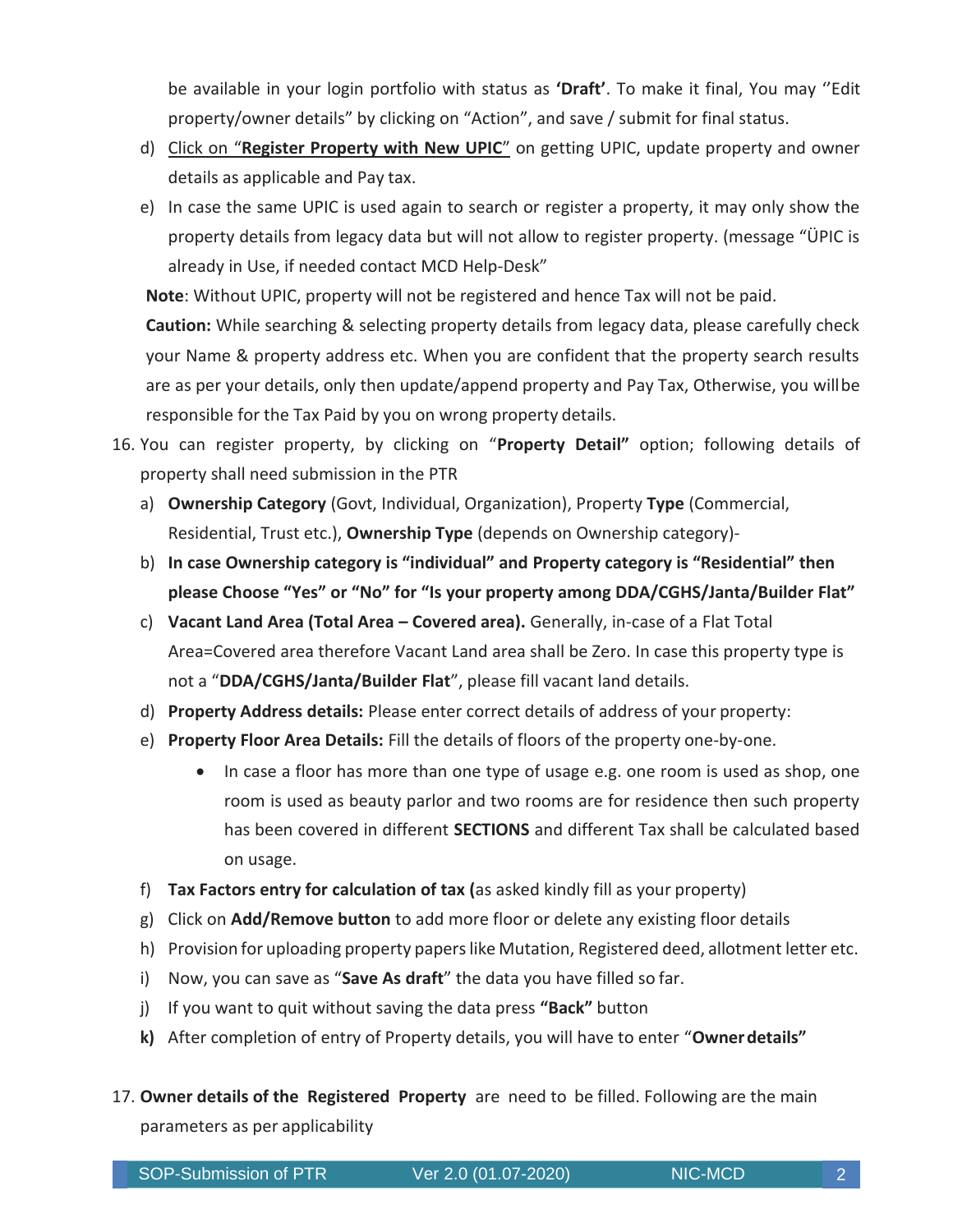be available in your login portfolio with status as **'Draft'**. To make it final, You may ''Edit property/owner details" by clicking on "Action", and save / submit for final status.

d) Click on "**Register Property with New UPIC**" on getting UPIC, update property and owner details as applicable and Pay tax.

e) In case the same UPIC is used again to search or register a property, it may only show the property details from legacy data but will not allow to register property. (message "ÜPIC is already in Use, if needed contact MCD Help-Desk"

**Note**: Without UPIC, property will not be registered and hence Tax will not be paid.

**Caution:** While searching & selecting property details from legacy data, please carefully check your Name & property address etc. When you are confident that the property search results are as per your details, only then update/append property and Pay Tax, Otherwise, you will be responsible for the Tax Paid by you on wrong property details.

16. You can register property, by clicking on "**Property Detail"** option; following details of property shall need submission in the PTR

    a) **Ownership Category** (Govt, Individual, Organization), Property **Type** (Commercial, Residential, Trust etc.), **Ownership Type** (depends on Ownership category)-

    b) **In case Ownership category is "individual" and Property category is "Residential" then please Choose "Yes" or "No" for "Is your property among DDA/CGHS/Janta/Builder Flat"**

    c) **Vacant Land Area (Total Area – Covered area).** Generally, in-case of a Flat Total Area=Covered area therefore Vacant Land area shall be Zero. In case this property type is not a "**DDA/CGHS/Janta/Builder Flat**", please fill vacant land details.

    d) **Property Address details:** Please enter correct details of address of your property:

    e) **Property Floor Area Details:** Fill the details of floors of the property one-by-one.

       - In case a floor has more than one type of usage e.g. one room is used as shop, one room is used as beauty parlor and two rooms are for residence then such property has been covered in different **SECTIONS** and different Tax shall be calculated based on usage.

    f) **Tax Factors entry for calculation of tax (**as asked kindly fill as your property)

    g) Click on **Add/Remove button** to add more floor or delete any existing floor details

    h) Provision for uploading property papers like Mutation, Registered deed, allotment letter etc.

    i) Now, you can save as "**Save As draft**" the data you have filled so far.

    j) If you want to quit without saving the data press **"Back"** button

    **k)** After completion of entry of Property details, you will have to enter "**Owner details"**

17. **Owner details of the Registered Property** are need to be filled. Following are the main parameters as per applicability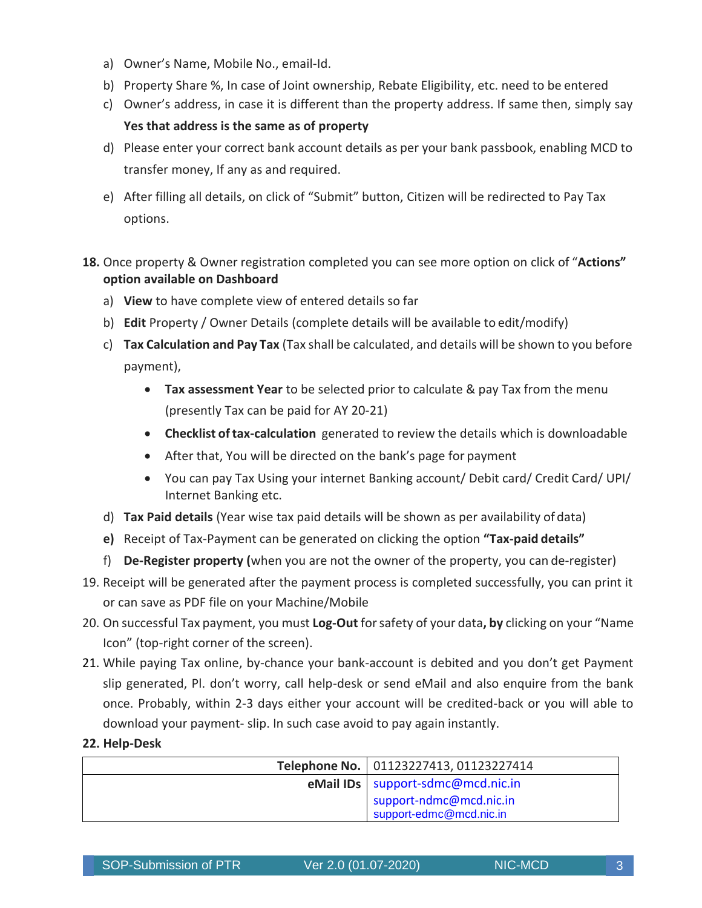a) Owner's Name, Mobile No., email-Id.
b) Property Share %, In case of Joint ownership, Rebate Eligibility, etc. need to be entered
c) Owner's address, in case it is different than the property address. If same then, simply say **Yes that address is the same as of property**
d) Please enter your correct bank account details as per your bank passbook, enabling MCD to transfer money, If any as and required.
e) After filling all details, on click of "Submit" button, Citizen will be redirected to Pay Tax options.

**18.** Once property & Owner registration completed you can see more option on click of "**Actions" option available on Dashboard**

a) **View** to have complete view of entered details so far
b) **Edit** Property / Owner Details (complete details will be available to edit/modify)
c) **Tax Calculation and Pay Tax** (Tax shall be calculated, and details will be shown to you before payment),
   - **Tax assessment Year** to be selected prior to calculate & pay Tax from the menu (presently Tax can be paid for AY 20-21)
   - **Checklist of tax-calculation** generated to review the details which is downloadable
   - After that, You will be directed on the bank's page for payment
   - You can pay Tax Using your internet Banking account/ Debit card/ Credit Card/ UPI/ Internet Banking etc.
d) **Tax Paid details** (Year wise tax paid details will be shown as per availability of data)
**e)** Receipt of Tax-Payment can be generated on clicking the option **"Tax-paid details"**
f) **De-Register property (**when you are not the owner of the property, you can de-register)

19. Receipt will be generated after the payment process is completed successfully, you can print it or can save as PDF file on your Machine/Mobile
20. On successful Tax payment, you must **Log-Out** for safety of your data**, by** clicking on your "Name Icon" (top-right corner of the screen).
21. While paying Tax online, by-chance your bank-account is debited and you don't get Payment slip generated, Pl. don't worry, call help-desk or send eMail and also enquire from the bank once. Probably, within 2-3 days either your account will be credited-back or you will able to download your payment- slip. In such case avoid to pay again instantly.

**22. Help-Desk**

| | |
|---|---|
| **Telephone No.** | 01123227413, 01123227414 |
| **eMail IDs** | support-sdmc@mcd.nic.in<br>support-ndmc@mcd.nic.in<br>support-edmc@mcd.nic.in |